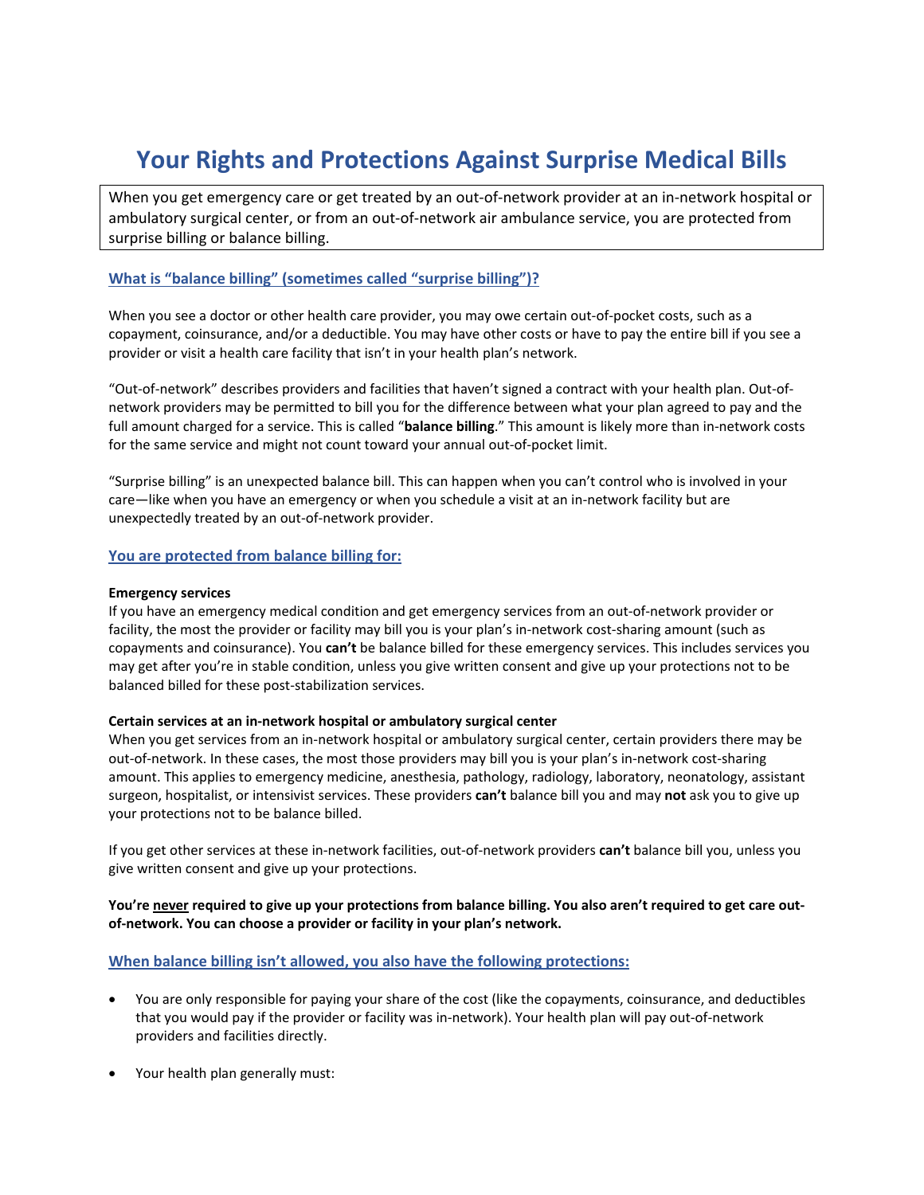# Your Rights and Protections Against Surprise Medical Bills

When you get emergency care or get treated by an out-of-network provider at an in-network hospital or ambulatory surgical center, or from an out-of-network air ambulance service, you are protected from surprise billing or balance billing.

## What is "balance billing" (sometimes called "surprise billing")?

When you see a doctor or other health care provider, you may owe certain out-of-pocket costs, such as a copayment, coinsurance, and/or a deductible. You may have other costs or have to pay the entire bill if you see a provider or visit a health care facility that isn't in your health plan's network.

"Out-of-network" describes providers and facilities that haven't signed a contract with your health plan. Out-of-network providers may be permitted to bill you for the difference between what your plan agreed to pay and the full amount charged for a service. This is called "**balance billing**." This amount is likely more than in-network costs for the same service and might not count toward your annual out-of-pocket limit.

"Surprise billing" is an unexpected balance bill. This can happen when you can't control who is involved in your care—like when you have an emergency or when you schedule a visit at an in-network facility but are unexpectedly treated by an out-of-network provider.

## You are protected from balance billing for:

**Emergency services**

If you have an emergency medical condition and get emergency services from an out-of-network provider or facility, the most the provider or facility may bill you is your plan's in-network cost-sharing amount (such as copayments and coinsurance). You **can't** be balance billed for these emergency services. This includes services you may get after you're in stable condition, unless you give written consent and give up your protections not to be balanced billed for these post-stabilization services.

**Certain services at an in-network hospital or ambulatory surgical center**

When you get services from an in-network hospital or ambulatory surgical center, certain providers there may be out-of-network. In these cases, the most those providers may bill you is your plan's in-network cost-sharing amount. This applies to emergency medicine, anesthesia, pathology, radiology, laboratory, neonatology, assistant surgeon, hospitalist, or intensivist services. These providers **can't** balance bill you and may **not** ask you to give up your protections not to be balance billed.

If you get other services at these in-network facilities, out-of-network providers **can't** balance bill you, unless you give written consent and give up your protections.

**You're <u>never</u> required to give up your protections from balance billing. You also aren't required to get care out-of-network. You can choose a provider or facility in your plan's network.**

## When balance billing isn't allowed, you also have the following protections:

- You are only responsible for paying your share of the cost (like the copayments, coinsurance, and deductibles that you would pay if the provider or facility was in-network). Your health plan will pay out-of-network providers and facilities directly.
- Your health plan generally must: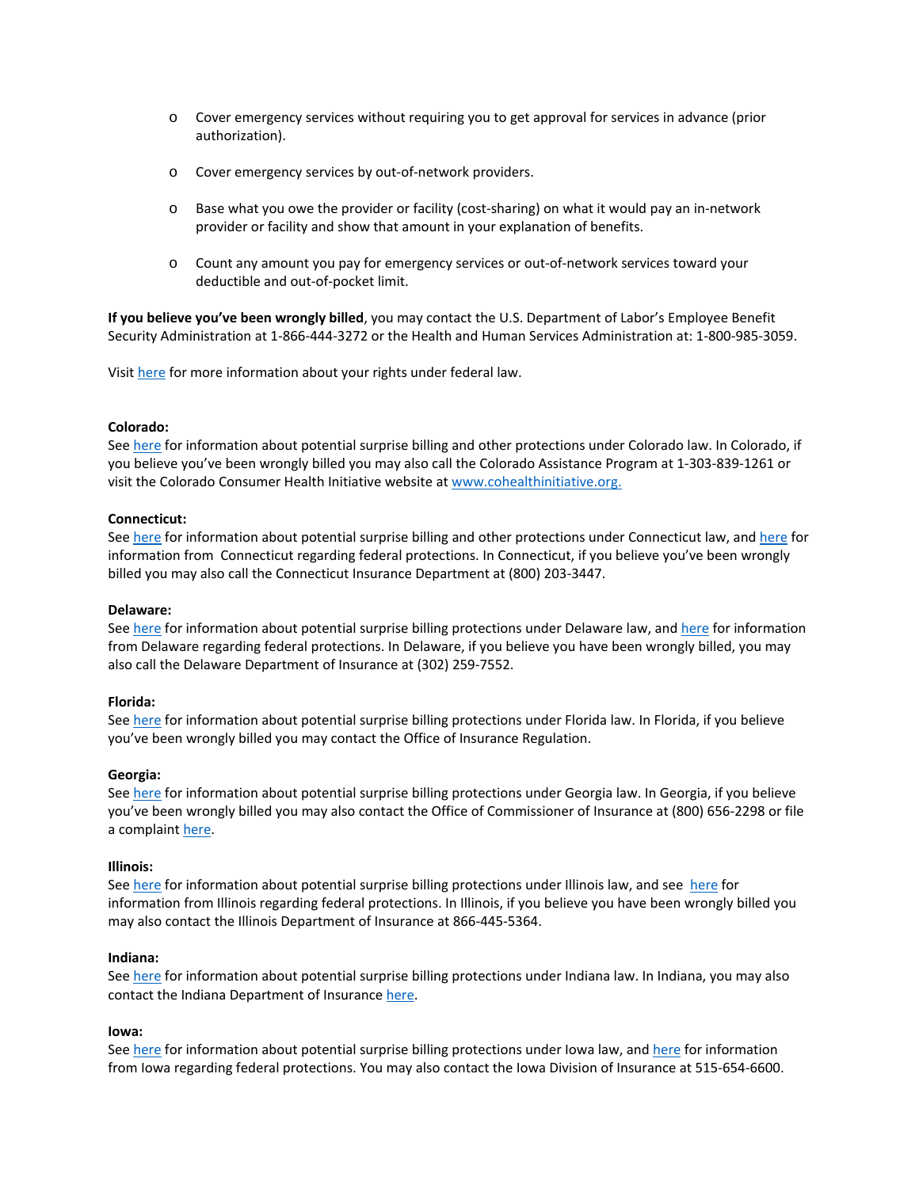- Cover emergency services without requiring you to get approval for services in advance (prior authorization).
- Cover emergency services by out-of-network providers.
- Base what you owe the provider or facility (cost-sharing) on what it would pay an in-network provider or facility and show that amount in your explanation of benefits.
- Count any amount you pay for emergency services or out-of-network services toward your deductible and out-of-pocket limit.

**If you believe you've been wrongly billed**, you may contact the U.S. Department of Labor's Employee Benefit Security Administration at 1-866-444-3272 or the Health and Human Services Administration at: 1-800-985-3059.

Visit here for more information about your rights under federal law.

**Colorado:**
See here for information about potential surprise billing and other protections under Colorado law. In Colorado, if you believe you've been wrongly billed you may also call the Colorado Assistance Program at 1-303-839-1261 or visit the Colorado Consumer Health Initiative website at www.cohealthinitiative.org.

**Connecticut:**
See here for information about potential surprise billing and other protections under Connecticut law, and here for information from Connecticut regarding federal protections. In Connecticut, if you believe you've been wrongly billed you may also call the Connecticut Insurance Department at (800) 203-3447.

**Delaware:**
See here for information about potential surprise billing protections under Delaware law, and here for information from Delaware regarding federal protections. In Delaware, if you believe you have been wrongly billed, you may also call the Delaware Department of Insurance at (302) 259-7552.

**Florida:**
See here for information about potential surprise billing protections under Florida law. In Florida, if you believe you've been wrongly billed you may contact the Office of Insurance Regulation.

**Georgia:**
See here for information about potential surprise billing protections under Georgia law. In Georgia, if you believe you've been wrongly billed you may also contact the Office of Commissioner of Insurance at (800) 656-2298 or file a complaint here.

**Illinois:**
See here for information about potential surprise billing protections under Illinois law, and see here for information from Illinois regarding federal protections. In Illinois, if you believe you have been wrongly billed you may also contact the Illinois Department of Insurance at 866-445-5364.

**Indiana:**
See here for information about potential surprise billing protections under Indiana law. In Indiana, you may also contact the Indiana Department of Insurance here.

**Iowa:**
See here for information about potential surprise billing protections under Iowa law, and here for information from Iowa regarding federal protections. You may also contact the Iowa Division of Insurance at 515-654-6600.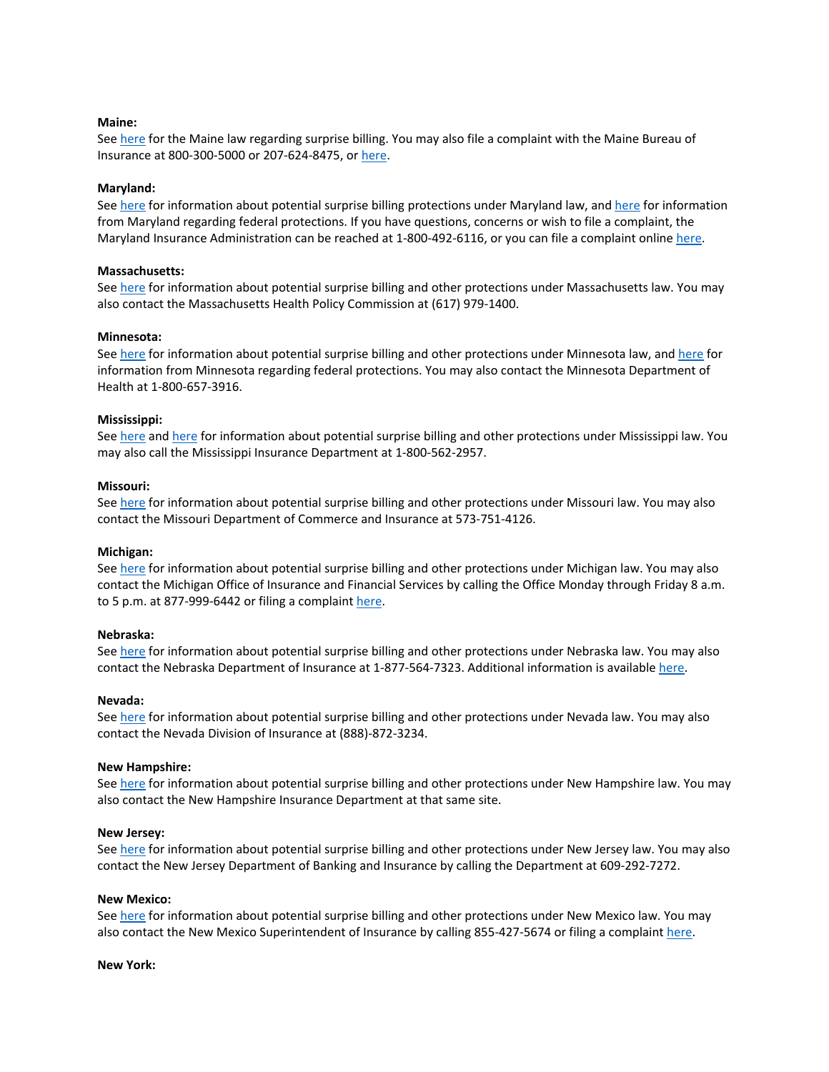**Maine:**
See here for the Maine law regarding surprise billing. You may also file a complaint with the Maine Bureau of Insurance at 800-300-5000 or 207-624-8475, or here.

**Maryland:**
See here for information about potential surprise billing protections under Maryland law, and here for information from Maryland regarding federal protections. If you have questions, concerns or wish to file a complaint, the Maryland Insurance Administration can be reached at 1-800-492-6116, or you can file a complaint online here.

**Massachusetts:**
See here for information about potential surprise billing and other protections under Massachusetts law. You may also contact the Massachusetts Health Policy Commission at (617) 979-1400.

**Minnesota:**
See here for information about potential surprise billing and other protections under Minnesota law, and here for information from Minnesota regarding federal protections. You may also contact the Minnesota Department of Health at 1-800-657-3916.

**Mississippi:**
See here and here for information about potential surprise billing and other protections under Mississippi law. You may also call the Mississippi Insurance Department at 1-800-562-2957.

**Missouri:**
See here for information about potential surprise billing and other protections under Missouri law. You may also contact the Missouri Department of Commerce and Insurance at 573-751-4126.

**Michigan:**
See here for information about potential surprise billing and other protections under Michigan law. You may also contact the Michigan Office of Insurance and Financial Services by calling the Office Monday through Friday 8 a.m. to 5 p.m. at 877-999-6442 or filing a complaint here.

**Nebraska:**
See here for information about potential surprise billing and other protections under Nebraska law. You may also contact the Nebraska Department of Insurance at 1-877-564-7323. Additional information is available here.

**Nevada:**
See here for information about potential surprise billing and other protections under Nevada law. You may also contact the Nevada Division of Insurance at (888)-872-3234.

**New Hampshire:**
See here for information about potential surprise billing and other protections under New Hampshire law. You may also contact the New Hampshire Insurance Department at that same site.

**New Jersey:**
See here for information about potential surprise billing and other protections under New Jersey law. You may also contact the New Jersey Department of Banking and Insurance by calling the Department at 609-292-7272.

**New Mexico:**
See here for information about potential surprise billing and other protections under New Mexico law. You may also contact the New Mexico Superintendent of Insurance by calling 855-427-5674 or filing a complaint here.

**New York:**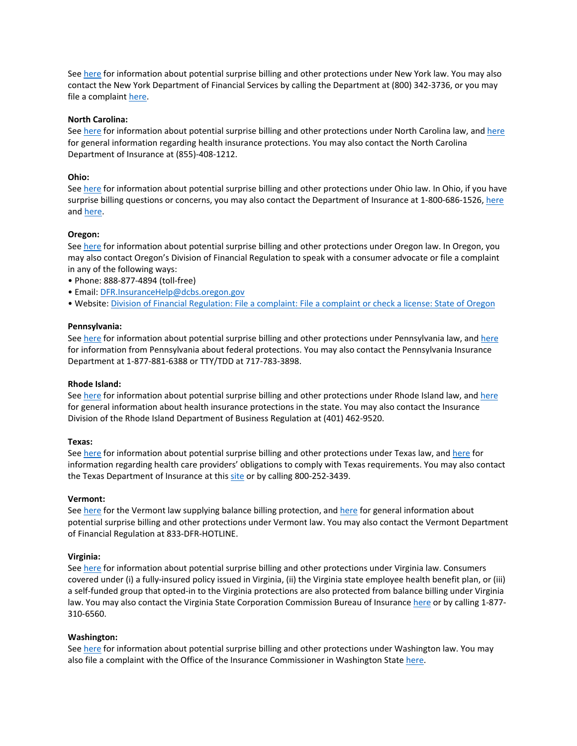See here for information about potential surprise billing and other protections under New York law. You may also contact the New York Department of Financial Services by calling the Department at (800) 342-3736, or you may file a complaint here.

**North Carolina:**
See here for information about potential surprise billing and other protections under North Carolina law, and here for general information regarding health insurance protections. You may also contact the North Carolina Department of Insurance at (855)-408-1212.

**Ohio:**
See here for information about potential surprise billing and other protections under Ohio law. In Ohio, if you have surprise billing questions or concerns, you may also contact the Department of Insurance at 1-800-686-1526, here and here.

**Oregon:**
See here for information about potential surprise billing and other protections under Oregon law. In Oregon, you may also contact Oregon's Division of Financial Regulation to speak with a consumer advocate or file a complaint in any of the following ways:

- Phone: 888-877-4894 (toll-free)
- Email: DFR.InsuranceHelp@dcbs.oregon.gov
- Website: Division of Financial Regulation: File a complaint: File a complaint or check a license: State of Oregon

**Pennsylvania:**
See here for information about potential surprise billing and other protections under Pennsylvania law, and here for information from Pennsylvania about federal protections. You may also contact the Pennsylvania Insurance Department at 1-877-881-6388 or TTY/TDD at 717-783-3898.

**Rhode Island:**
See here for information about potential surprise billing and other protections under Rhode Island law, and here for general information about health insurance protections in the state. You may also contact the Insurance Division of the Rhode Island Department of Business Regulation at (401) 462-9520.

**Texas:**
See here for information about potential surprise billing and other protections under Texas law, and here for information regarding health care providers' obligations to comply with Texas requirements. You may also contact the Texas Department of Insurance at this site or by calling 800-252-3439.

**Vermont:**
See here for the Vermont law supplying balance billing protection, and here for general information about potential surprise billing and other protections under Vermont law. You may also contact the Vermont Department of Financial Regulation at 833-DFR-HOTLINE.

**Virginia:**
See here for information about potential surprise billing and other protections under Virginia law. Consumers covered under (i) a fully-insured policy issued in Virginia, (ii) the Virginia state employee health benefit plan, or (iii) a self-funded group that opted-in to the Virginia protections are also protected from balance billing under Virginia law. You may also contact the Virginia State Corporation Commission Bureau of Insurance here or by calling 1-877-310-6560.

**Washington:**
See here for information about potential surprise billing and other protections under Washington law. You may also file a complaint with the Office of the Insurance Commissioner in Washington State here.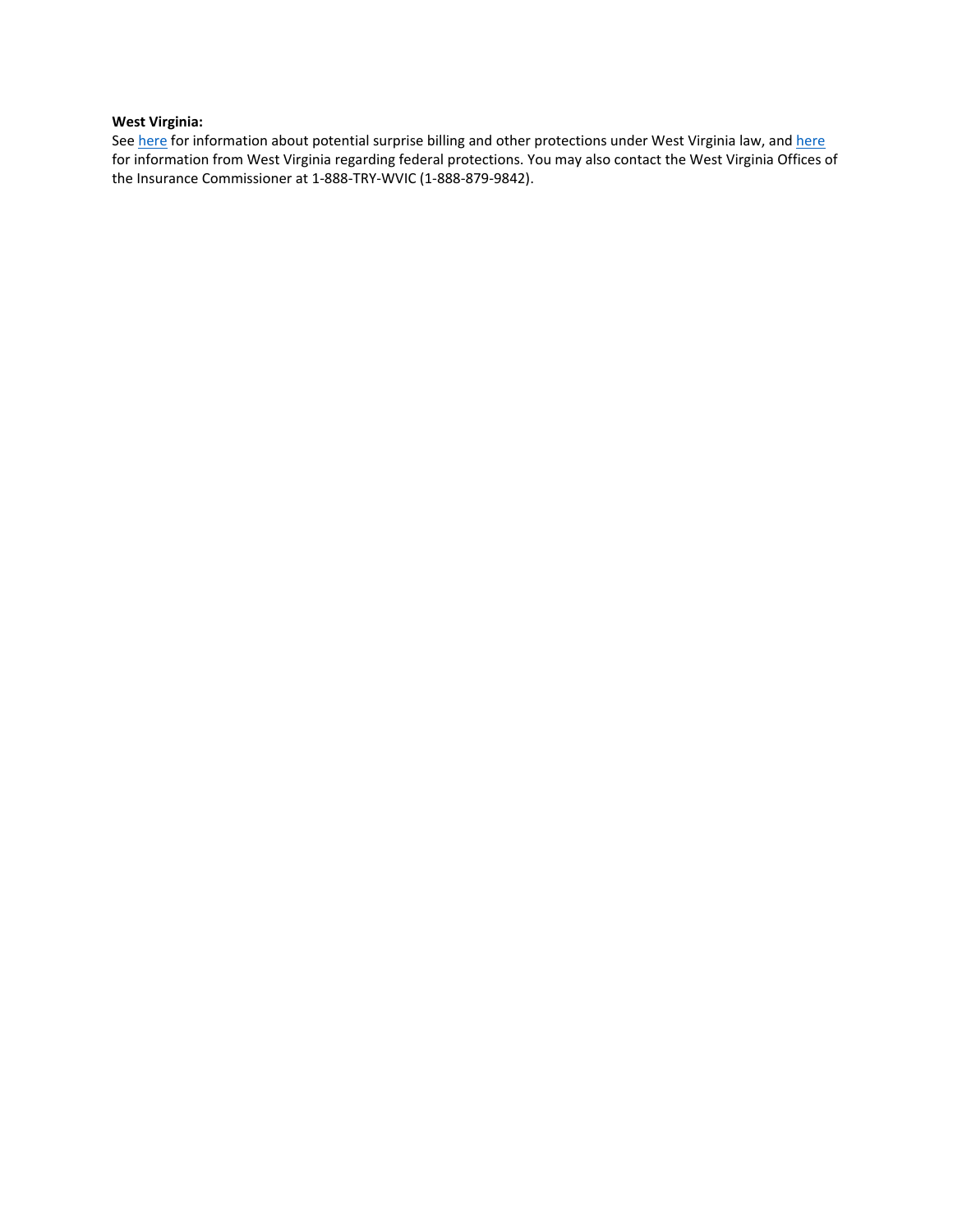**West Virginia:**

See here for information about potential surprise billing and other protections under West Virginia law, and here for information from West Virginia regarding federal protections. You may also contact the West Virginia Offices of the Insurance Commissioner at 1-888-TRY-WVIC (1-888-879-9842).